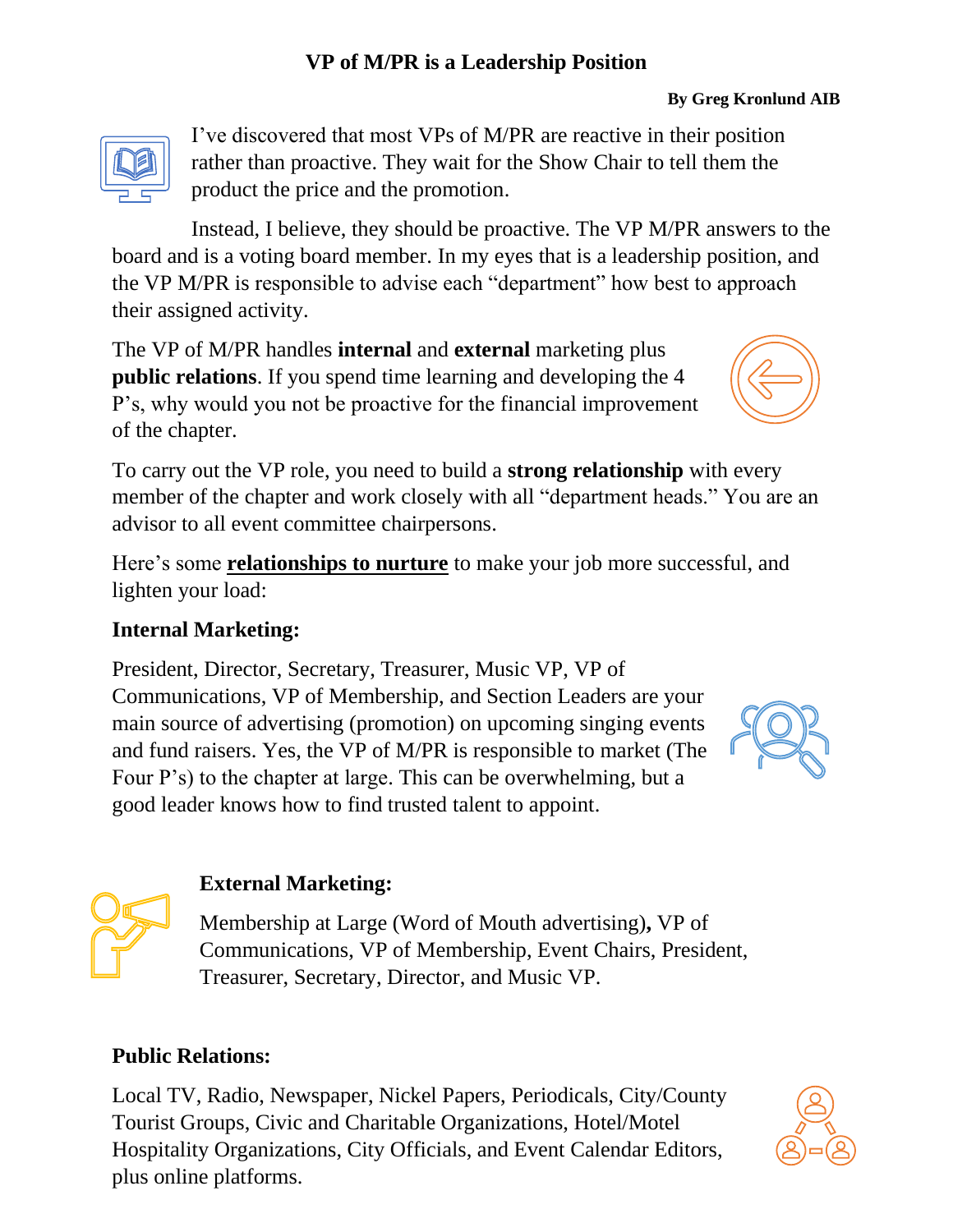# VP of M/PR is a Leadership Position

**By Greg Kronlund AIB**

I've discovered that most VPs of M/PR are reactive in their position rather than proactive. They wait for the Show Chair to tell them the product the price and the promotion.

Instead, I believe, they should be proactive. The VP M/PR answers to the board and is a voting board member. In my eyes that is a leadership position, and the VP M/PR is responsible to advise each "department" how best to approach their assigned activity.

The VP of M/PR handles **internal** and **external** marketing plus **public relations**. If you spend time learning and developing the 4 P's, why would you not be proactive for the financial improvement of the chapter.

To carry out the VP role, you need to build a **strong relationship** with every member of the chapter and work closely with all "department heads." You are an advisor to all event committee chairpersons.

Here's some **<u>relationships to nurture</u>** to make your job more successful, and lighten your load:

**Internal Marketing:**

President, Director, Secretary, Treasurer, Music VP, VP of Communications, VP of Membership, and Section Leaders are your main source of advertising (promotion) on upcoming singing events and fund raisers. Yes, the VP of M/PR is responsible to market (The Four P's) to the chapter at large. This can be overwhelming, but a good leader knows how to find trusted talent to appoint.

**External Marketing:**

Membership at Large (Word of Mouth advertising)**,** VP of Communications, VP of Membership, Event Chairs, President, Treasurer, Secretary, Director, and Music VP.

**Public Relations:**

Local TV, Radio, Newspaper, Nickel Papers, Periodicals, City/County Tourist Groups, Civic and Charitable Organizations, Hotel/Motel Hospitality Organizations, City Officials, and Event Calendar Editors, plus online platforms.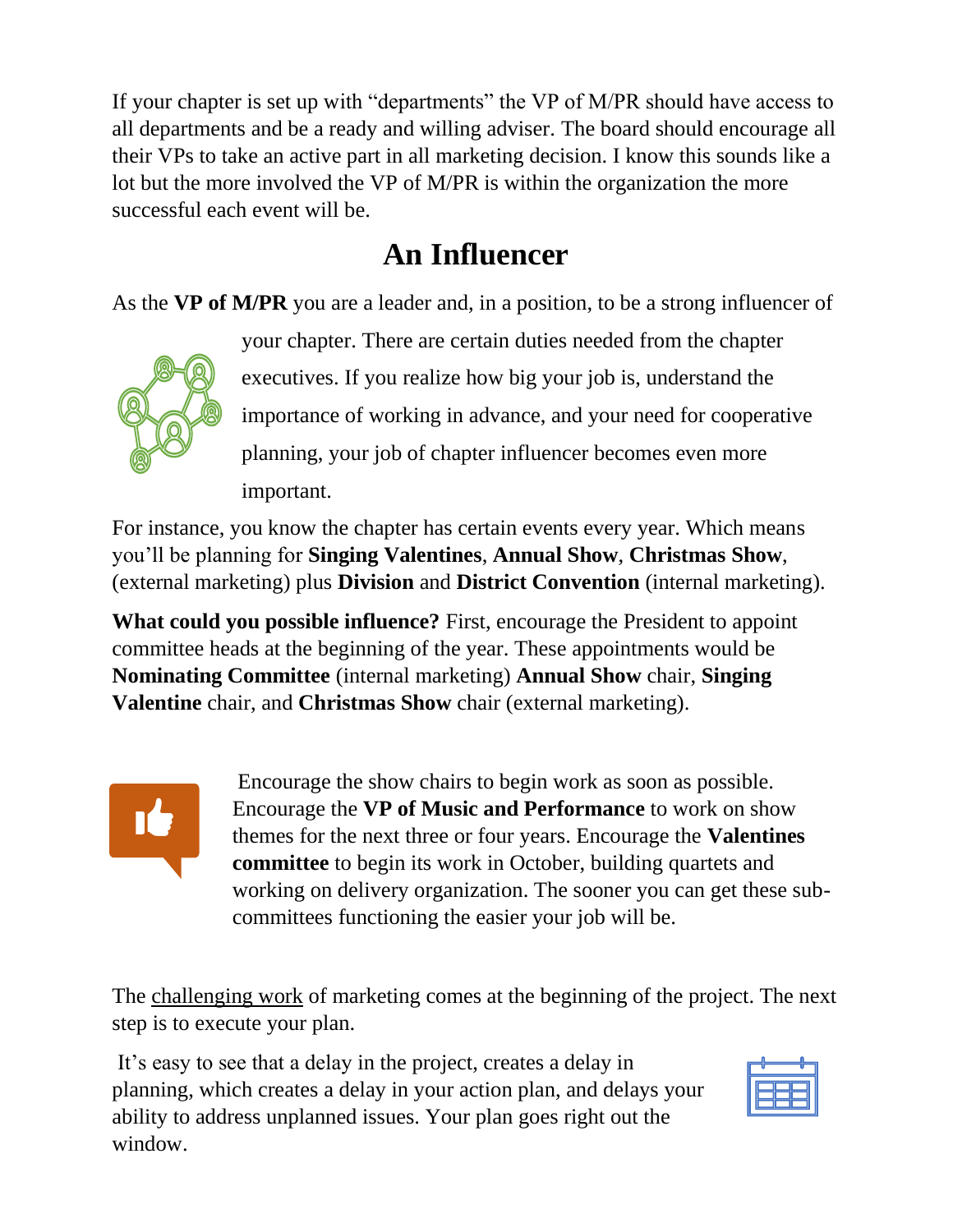If your chapter is set up with "departments" the VP of M/PR should have access to all departments and be a ready and willing adviser. The board should encourage all their VPs to take an active part in all marketing decision. I know this sounds like a lot but the more involved the VP of M/PR is within the organization the more successful each event will be.

## An Influencer

As the **VP of M/PR** you are a leader and, in a position, to be a strong influencer of your chapter. There are certain duties needed from the chapter executives. If you realize how big your job is, understand the importance of working in advance, and your need for cooperative planning, your job of chapter influencer becomes even more important.

For instance, you know the chapter has certain events every year. Which means you'll be planning for **Singing Valentines**, **Annual Show**, **Christmas Show**, (external marketing) plus **Division** and **District Convention** (internal marketing).

**What could you possible influence?** First, encourage the President to appoint committee heads at the beginning of the year. These appointments would be **Nominating Committee** (internal marketing) **Annual Show** chair, **Singing Valentine** chair, and **Christmas Show** chair (external marketing).

Encourage the show chairs to begin work as soon as possible. Encourage the **VP of Music and Performance** to work on show themes for the next three or four years. Encourage the **Valentines committee** to begin its work in October, building quartets and working on delivery organization. The sooner you can get these sub-committees functioning the easier your job will be.

The challenging work of marketing comes at the beginning of the project. The next step is to execute your plan.

It's easy to see that a delay in the project, creates a delay in planning, which creates a delay in your action plan, and delays your ability to address unplanned issues. Your plan goes right out the window.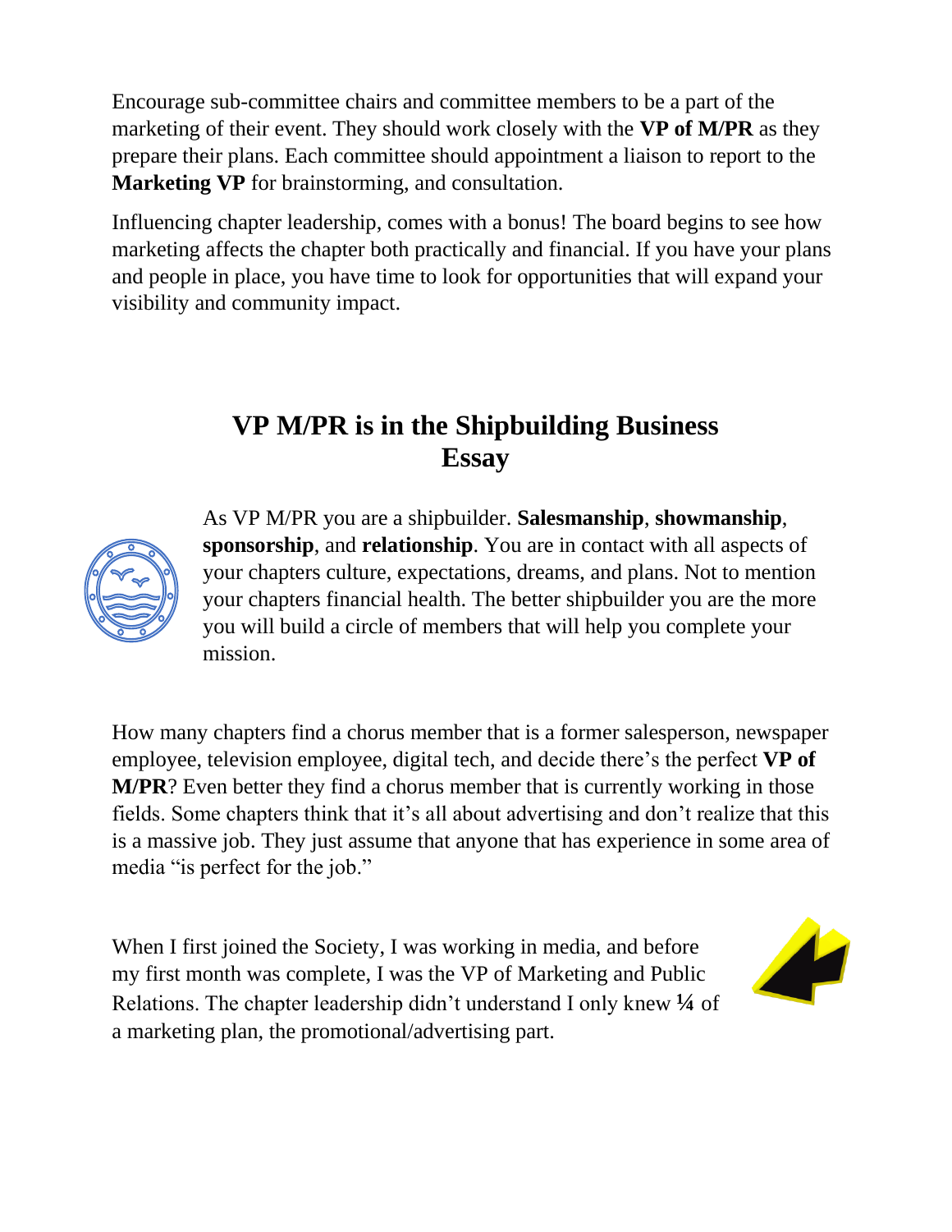Encourage sub-committee chairs and committee members to be a part of the marketing of their event. They should work closely with the **VP of M/PR** as they prepare their plans. Each committee should appointment a liaison to report to the **Marketing VP** for brainstorming, and consultation.

Influencing chapter leadership, comes with a bonus! The board begins to see how marketing affects the chapter both practically and financial. If you have your plans and people in place, you have time to look for opportunities that will expand your visibility and community impact.

## VP M/PR is in the Shipbuilding Business Essay

As VP M/PR you are a shipbuilder. **Salesmanship**, **showmanship**, **sponsorship**, and **relationship**. You are in contact with all aspects of your chapters culture, expectations, dreams, and plans. Not to mention your chapters financial health. The better shipbuilder you are the more you will build a circle of members that will help you complete your mission.

How many chapters find a chorus member that is a former salesperson, newspaper employee, television employee, digital tech, and decide there's the perfect **VP of M/PR**? Even better they find a chorus member that is currently working in those fields. Some chapters think that it's all about advertising and don't realize that this is a massive job. They just assume that anyone that has experience in some area of media "is perfect for the job."

When I first joined the Society, I was working in media, and before my first month was complete, I was the VP of Marketing and Public Relations. The chapter leadership didn't understand I only knew **¼** of a marketing plan, the promotional/advertising part.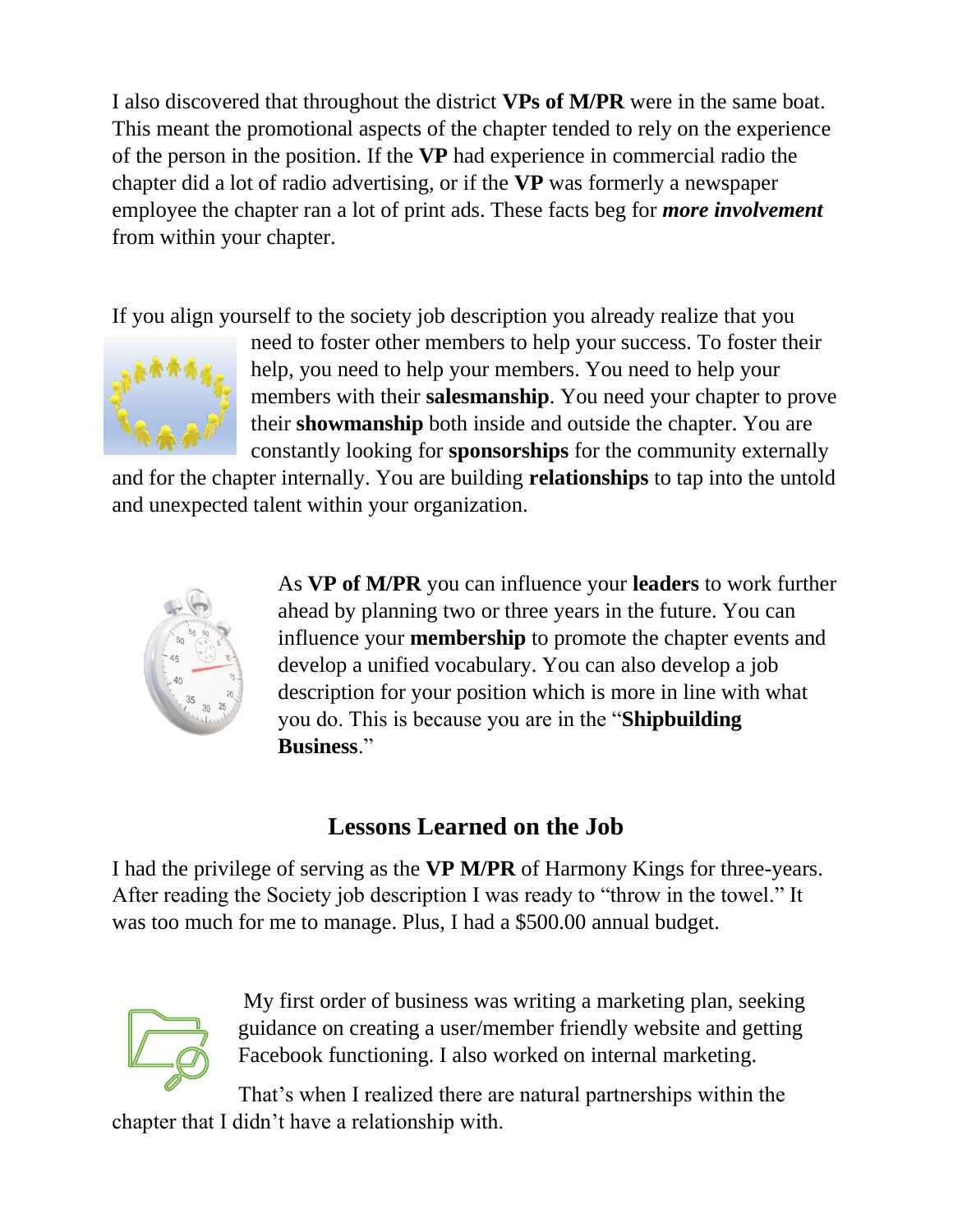I also discovered that throughout the district **VPs of M/PR** were in the same boat. This meant the promotional aspects of the chapter tended to rely on the experience of the person in the position. If the **VP** had experience in commercial radio the chapter did a lot of radio advertising, or if the **VP** was formerly a newspaper employee the chapter ran a lot of print ads. These facts beg for ***more involvement*** from within your chapter.

If you align yourself to the society job description you already realize that you need to foster other members to help your success. To foster their help, you need to help your members. You need to help your members with their **salesmanship**. You need your chapter to prove their **showmanship** both inside and outside the chapter. You are constantly looking for **sponsorships** for the community externally and for the chapter internally. You are building **relationships** to tap into the untold and unexpected talent within your organization.

As **VP of M/PR** you can influence your **leaders** to work further ahead by planning two or three years in the future. You can influence your **membership** to promote the chapter events and develop a unified vocabulary. You can also develop a job description for your position which is more in line with what you do. This is because you are in the "**Shipbuilding Business**."

## Lessons Learned on the Job

I had the privilege of serving as the **VP M/PR** of Harmony Kings for three-years. After reading the Society job description I was ready to "throw in the towel." It was too much for me to manage. Plus, I had a $500.00 annual budget.

My first order of business was writing a marketing plan, seeking guidance on creating a user/member friendly website and getting Facebook functioning. I also worked on internal marketing.

That's when I realized there are natural partnerships within the chapter that I didn't have a relationship with.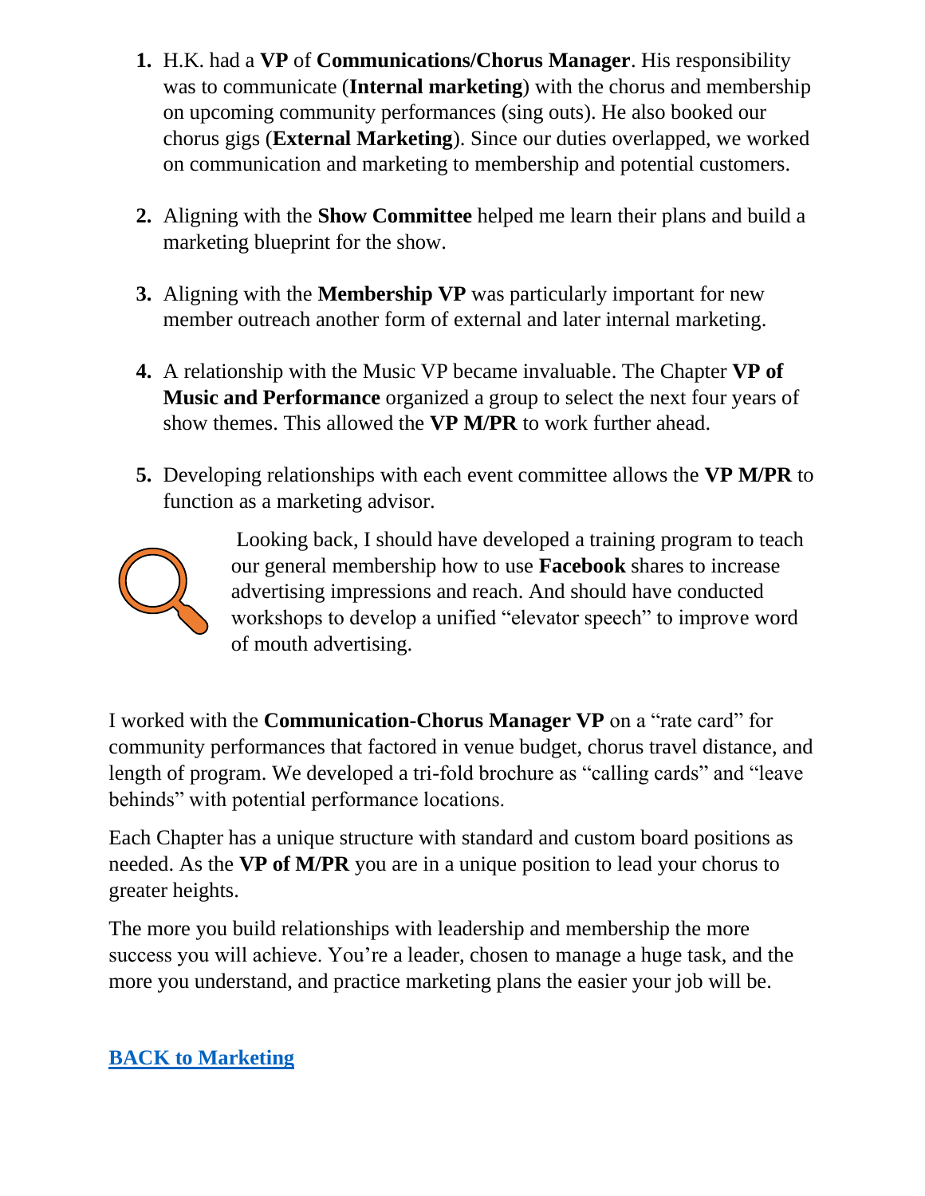1. H.K. had a **VP** of **Communications/Chorus Manager**. His responsibility was to communicate (**Internal marketing**) with the chorus and membership on upcoming community performances (sing outs). He also booked our chorus gigs (**External Marketing**). Since our duties overlapped, we worked on communication and marketing to membership and potential customers.

2. Aligning with the **Show Committee** helped me learn their plans and build a marketing blueprint for the show.

3. Aligning with the **Membership VP** was particularly important for new member outreach another form of external and later internal marketing.

4. A relationship with the Music VP became invaluable. The Chapter **VP of Music and Performance** organized a group to select the next four years of show themes. This allowed the **VP M/PR** to work further ahead.

5. Developing relationships with each event committee allows the **VP M/PR** to function as a marketing advisor.

Looking back, I should have developed a training program to teach our general membership how to use **Facebook** shares to increase advertising impressions and reach. And should have conducted workshops to develop a unified "elevator speech" to improve word of mouth advertising.

I worked with the **Communication-Chorus Manager VP** on a "rate card" for community performances that factored in venue budget, chorus travel distance, and length of program. We developed a tri-fold brochure as "calling cards" and "leave behinds" with potential performance locations.

Each Chapter has a unique structure with standard and custom board positions as needed. As the **VP of M/PR** you are in a unique position to lead your chorus to greater heights.

The more you build relationships with leadership and membership the more success you will achieve. You're a leader, chosen to manage a huge task, and the more you understand, and practice marketing plans the easier your job will be.

**BACK to Marketing**